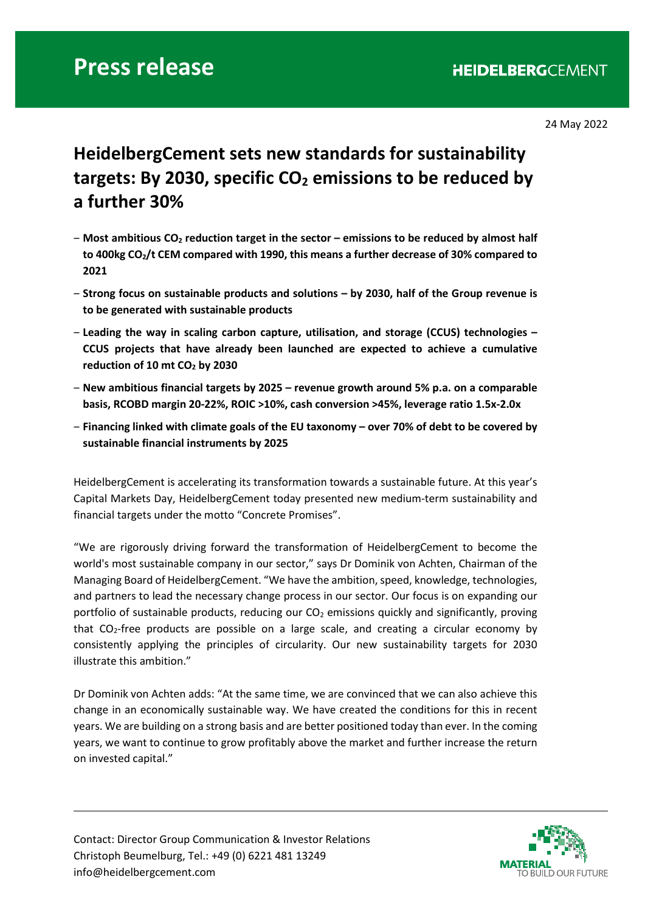# Press release

**HEIDELBERGCEMENT**

24 May 2022

## HeidelbergCement sets new standards for sustainability targets: By 2030, specific $CO_2$ emissions to be reduced by a further 30%

- **Most ambitious $CO_2$ reduction target in the sector – emissions to be reduced by almost half to 400kg $CO_2$/t CEM compared with 1990, this means a further decrease of 30% compared to 2021**
- **Strong focus on sustainable products and solutions – by 2030, half of the Group revenue is to be generated with sustainable products**
- **Leading the way in scaling carbon capture, utilisation, and storage (CCUS) technologies – CCUS projects that have already been launched are expected to achieve a cumulative reduction of 10 mt $CO_2$ by 2030**
- **New ambitious financial targets by 2025 – revenue growth around 5% p.a. on a comparable basis, RCOBD margin 20-22%, ROIC >10%, cash conversion >45%, leverage ratio 1.5x-2.0x**
- **Financing linked with climate goals of the EU taxonomy – over 70% of debt to be covered by sustainable financial instruments by 2025**

HeidelbergCement is accelerating its transformation towards a sustainable future. At this year's Capital Markets Day, HeidelbergCement today presented new medium-term sustainability and financial targets under the motto "Concrete Promises".

"We are rigorously driving forward the transformation of HeidelbergCement to become the world's most sustainable company in our sector," says Dr Dominik von Achten, Chairman of the Managing Board of HeidelbergCement. "We have the ambition, speed, knowledge, technologies, and partners to lead the necessary change process in our sector. Our focus is on expanding our portfolio of sustainable products, reducing our $CO_2$ emissions quickly and significantly, proving that $CO_2$-free products are possible on a large scale, and creating a circular economy by consistently applying the principles of circularity. Our new sustainability targets for 2030 illustrate this ambition."

Dr Dominik von Achten adds: "At the same time, we are convinced that we can also achieve this change in an economically sustainable way. We have created the conditions for this in recent years. We are building on a strong basis and are better positioned today than ever. In the coming years, we want to continue to grow profitably above the market and further increase the return on invested capital."

---

Contact: Director Group Communication & Investor Relations
Christoph Beumelburg, Tel.: +49 (0) 6221 481 13249
info@heidelbergcement.com

MATERIAL TO BUILD OUR FUTURE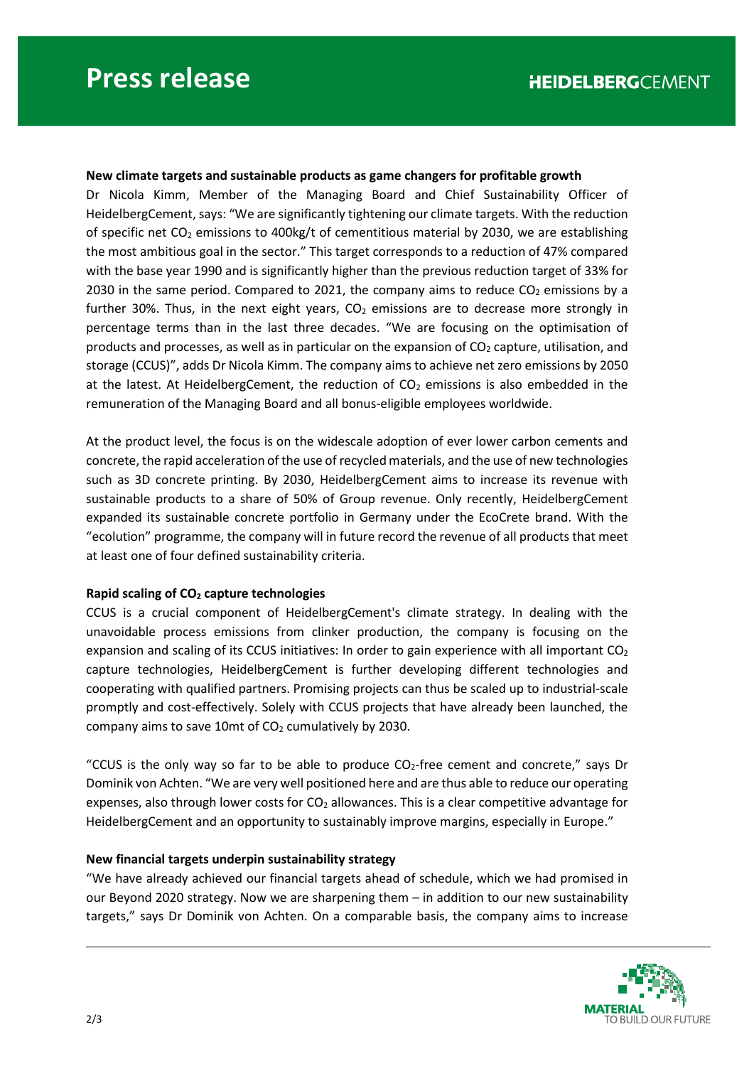**New climate targets and sustainable products as game changers for profitable growth**

Dr Nicola Kimm, Member of the Managing Board and Chief Sustainability Officer of HeidelbergCement, says: "We are significantly tightening our climate targets. With the reduction of specific net $CO_2$ emissions to 400kg/t of cementitious material by 2030, we are establishing the most ambitious goal in the sector." This target corresponds to a reduction of 47% compared with the base year 1990 and is significantly higher than the previous reduction target of 33% for 2030 in the same period. Compared to 2021, the company aims to reduce $CO_2$ emissions by a further 30%. Thus, in the next eight years, $CO_2$ emissions are to decrease more strongly in percentage terms than in the last three decades. "We are focusing on the optimisation of products and processes, as well as in particular on the expansion of $CO_2$ capture, utilisation, and storage (CCUS)", adds Dr Nicola Kimm. The company aims to achieve net zero emissions by 2050 at the latest. At HeidelbergCement, the reduction of $CO_2$ emissions is also embedded in the remuneration of the Managing Board and all bonus-eligible employees worldwide.

At the product level, the focus is on the widescale adoption of ever lower carbon cements and concrete, the rapid acceleration of the use of recycled materials, and the use of new technologies such as 3D concrete printing. By 2030, HeidelbergCement aims to increase its revenue with sustainable products to a share of 50% of Group revenue. Only recently, HeidelbergCement expanded its sustainable concrete portfolio in Germany under the EcoCrete brand. With the "ecolution" programme, the company will in future record the revenue of all products that meet at least one of four defined sustainability criteria.

**Rapid scaling of $CO_2$ capture technologies**

CCUS is a crucial component of HeidelbergCement's climate strategy. In dealing with the unavoidable process emissions from clinker production, the company is focusing on the expansion and scaling of its CCUS initiatives: In order to gain experience with all important $CO_2$ capture technologies, HeidelbergCement is further developing different technologies and cooperating with qualified partners. Promising projects can thus be scaled up to industrial-scale promptly and cost-effectively. Solely with CCUS projects that have already been launched, the company aims to save 10mt of $CO_2$ cumulatively by 2030.

"CCUS is the only way so far to be able to produce $CO_2$-free cement and concrete," says Dr Dominik von Achten. "We are very well positioned here and are thus able to reduce our operating expenses, also through lower costs for $CO_2$ allowances. This is a clear competitive advantage for HeidelbergCement and an opportunity to sustainably improve margins, especially in Europe."

**New financial targets underpin sustainability strategy**

"We have already achieved our financial targets ahead of schedule, which we had promised in our Beyond 2020 strategy. Now we are sharpening them – in addition to our new sustainability targets," says Dr Dominik von Achten. On a comparable basis, the company aims to increase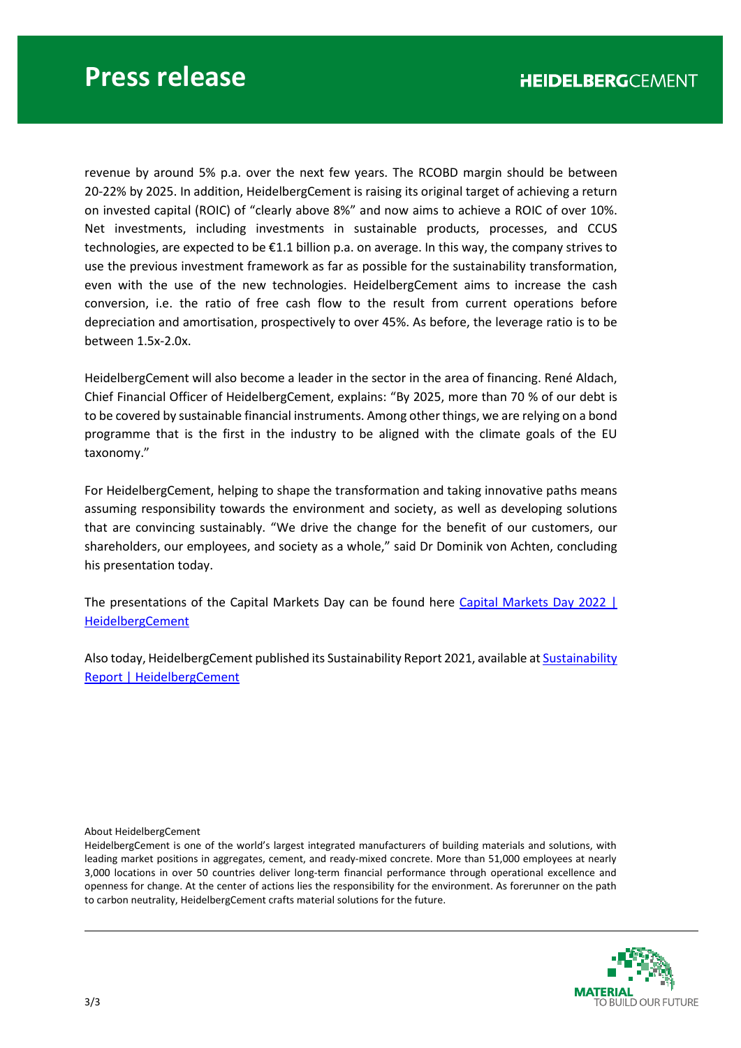revenue by around 5% p.a. over the next few years. The RCOBD margin should be between 20-22% by 2025. In addition, HeidelbergCement is raising its original target of achieving a return on invested capital (ROIC) of "clearly above 8%" and now aims to achieve a ROIC of over 10%. Net investments, including investments in sustainable products, processes, and CCUS technologies, are expected to be €1.1 billion p.a. on average. In this way, the company strives to use the previous investment framework as far as possible for the sustainability transformation, even with the use of the new technologies. HeidelbergCement aims to increase the cash conversion, i.e. the ratio of free cash flow to the result from current operations before depreciation and amortisation, prospectively to over 45%. As before, the leverage ratio is to be between 1.5x-2.0x.

HeidelbergCement will also become a leader in the sector in the area of financing. René Aldach, Chief Financial Officer of HeidelbergCement, explains: "By 2025, more than 70 % of our debt is to be covered by sustainable financial instruments. Among other things, we are relying on a bond programme that is the first in the industry to be aligned with the climate goals of the EU taxonomy."

For HeidelbergCement, helping to shape the transformation and taking innovative paths means assuming responsibility towards the environment and society, as well as developing solutions that are convincing sustainably. "We drive the change for the benefit of our customers, our shareholders, our employees, and society as a whole," said Dr Dominik von Achten, concluding his presentation today.

The presentations of the Capital Markets Day can be found here [Capital Markets Day 2022 | HeidelbergCement]

Also today, HeidelbergCement published its Sustainability Report 2021, available at [Sustainability Report | HeidelbergCement]

About HeidelbergCement

HeidelbergCement is one of the world's largest integrated manufacturers of building materials and solutions, with leading market positions in aggregates, cement, and ready-mixed concrete. More than 51,000 employees at nearly 3,000 locations in over 50 countries deliver long-term financial performance through operational excellence and openness for change. At the center of actions lies the responsibility for the environment. As forerunner on the path to carbon neutrality, HeidelbergCement crafts material solutions for the future.